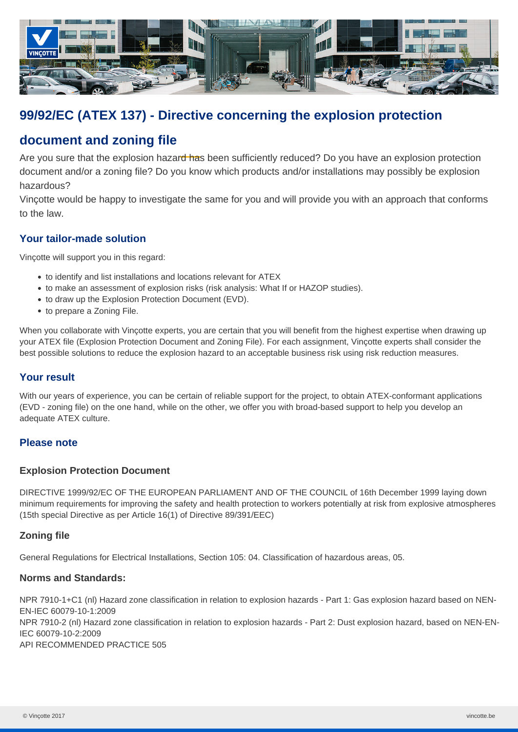# 99/92/EC (ATEX 137) - Directive concerning the explosion protection document and zoning file

Are you sure that the explosion hazard has been sufficiently reduced? Do you have an explosion protection document and/or a zoning file? Do you know which products and/or installations may possibly be explosion hazardous?

Vinçotte would be happy to investigate the same for you and will provide you with an approach that conforms to the law.

## Your tailor-made solution

Vinçotte will support you in this regard:

- to identify and list installations and locations relevant for ATEX
- to make an assessment of explosion risks (risk analysis: What If or HAZOP studies).
- to draw up the Explosion Protection Document (EVD).
- to prepare a Zoning File.

When you collaborate with Vinçotte experts, you are certain that you will benefit from the highest expertise when drawing up your ATEX file (Explosion Protection Document and Zoning File). For each assignment, Vinçotte experts shall consider the best possible solutions to reduce the explosion hazard to an acceptable business risk using risk reduction measures.

## Your result

With our years of experience, you can be certain of reliable support for the project, to obtain ATEX-conformant applications (EVD - zoning file) on the one hand, while on the other, we offer you with broad-based support to help you develop an adequate ATEX culture.

## Please note

### Explosion Protection Document

DIRECTIVE 1999/92/EC OF THE EUROPEAN PARLIAMENT AND OF THE COUNCIL of 16th December 1999 laying down minimum requirements for improving the safety and health protection to workers potentially at risk from explosive atmospheres (15th special Directive as per Article 16(1) of Directive 89/391/EEC)

### Zoning file

General Regulations for Electrical Installations, Section 105: 04. Classification of hazardous areas, 05.

### Norms and Standards:

NPR 7910-1+C1 (nl) Hazard zone classification in relation to explosion hazards - Part 1: Gas explosion hazard based on NEN-EN-IEC 60079-10-1:2009
NPR 7910-2 (nl) Hazard zone classification in relation to explosion hazards - Part 2: Dust explosion hazard, based on NEN-EN-IEC 60079-10-2:2009
API RECOMMENDED PRACTICE 505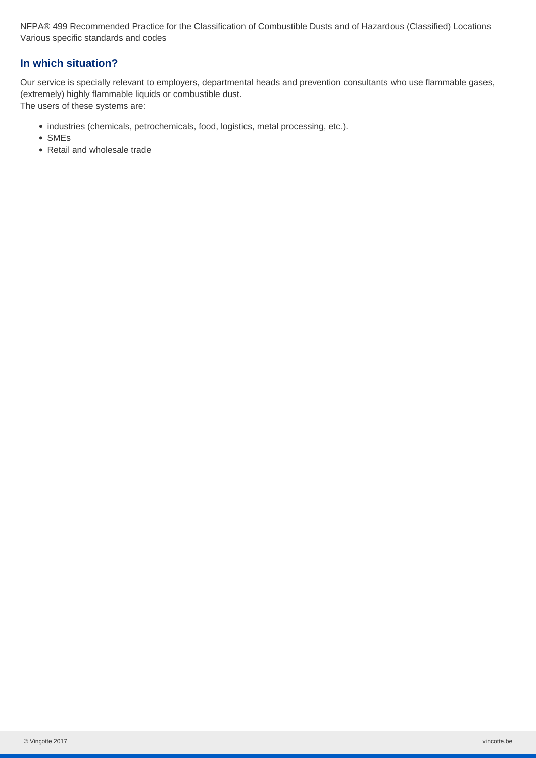NFPA® 499 Recommended Practice for the Classification of Combustible Dusts and of Hazardous (Classified) Locations
Various specific standards and codes

## In which situation?

Our service is specially relevant to employers, departmental heads and prevention consultants who use flammable gases, (extremely) highly flammable liquids or combustible dust.
The users of these systems are:

- industries (chemicals, petrochemicals, food, logistics, metal processing, etc.).
- SMEs
- Retail and wholesale trade